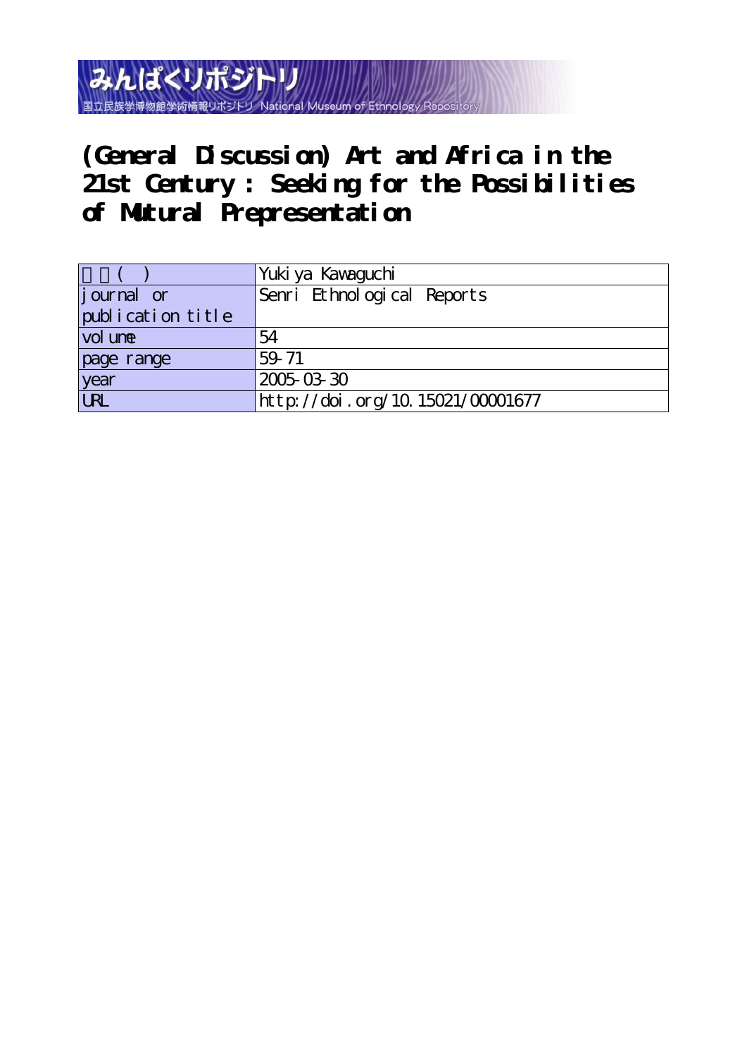みんぱくリポジトリ

国立民族学博物館学術情報リポジトリ National Museum of Ethnology Repository

# (General Discussion) Art and Africa in the 21st Century : Seeking for the Possibilities of Mutural Prepresentation

| 著者(英) | Yukiya Kawaguchi |
|---|---|
| journal or publication title | Senri Ethnological Reports |
| volume | 54 |
| page range | 59-71 |
| year | 2005-03-30 |
| URL | http://doi.org/10.15021/00001677 |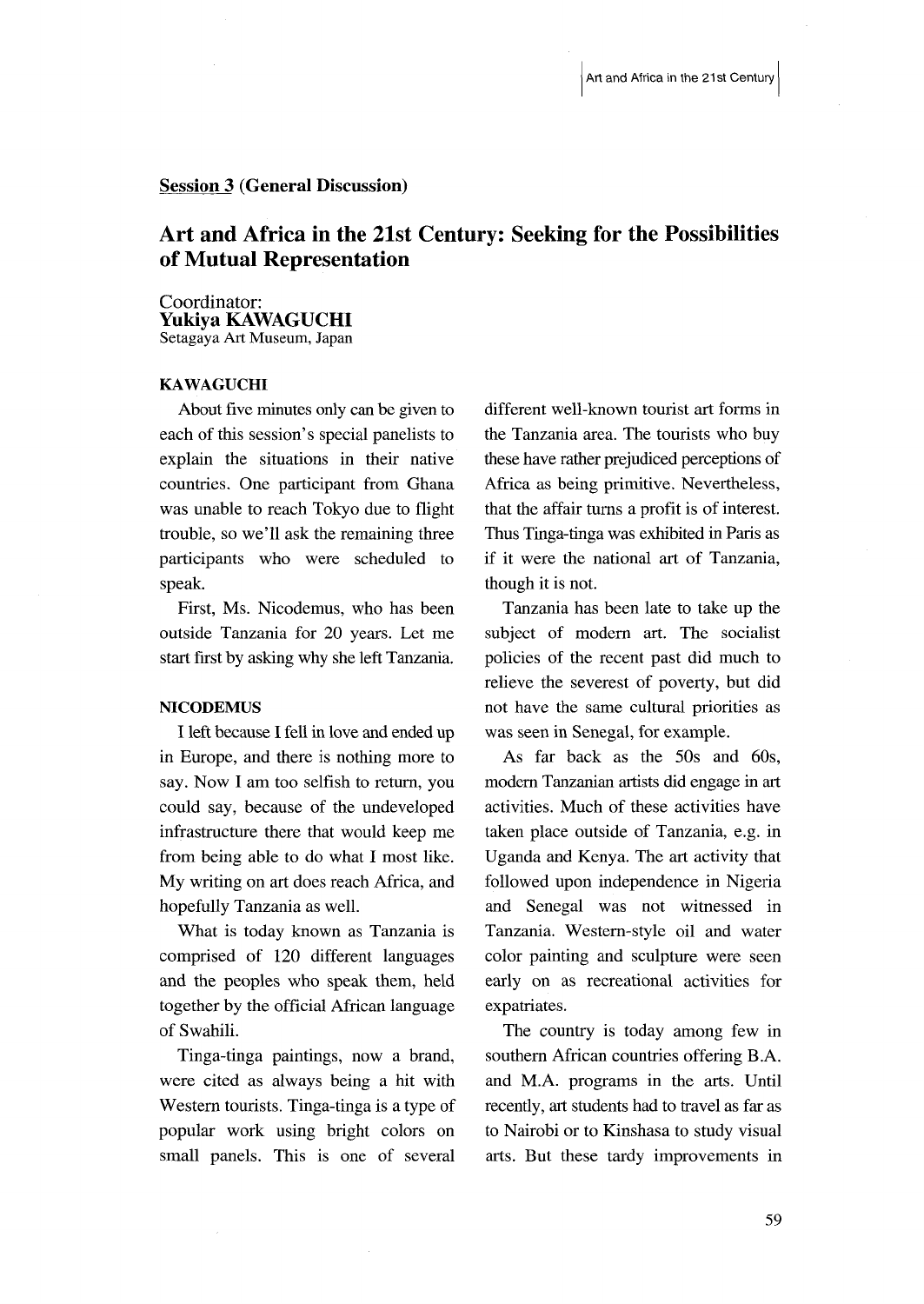**Session 3 (General Discussion)**

## Art and Africa in the 21st Century: Seeking for the Possibilities of Mutual Representation

Coordinator:
**Yukiya KAWAGUCHI**
Setagaya Art Museum, Japan

**KAWAGUCHI**

About five minutes only can be given to each of this session's special panelists to explain the situations in their native countries. One participant from Ghana was unable to reach Tokyo due to flight trouble, so we'll ask the remaining three participants who were scheduled to speak.

First, Ms. Nicodemus, who has been outside Tanzania for 20 years. Let me start first by asking why she left Tanzania.

**NICODEMUS**

I left because I fell in love and ended up in Europe, and there is nothing more to say. Now I am too selfish to return, you could say, because of the undeveloped infrastructure there that would keep me from being able to do what I most like. My writing on art does reach Africa, and hopefully Tanzania as well.

What is today known as Tanzania is comprised of 120 different languages and the peoples who speak them, held together by the official African language of Swahili.

Tinga-tinga paintings, now a brand, were cited as always being a hit with Western tourists. Tinga-tinga is a type of popular work using bright colors on small panels. This is one of several different well-known tourist art forms in the Tanzania area. The tourists who buy these have rather prejudiced perceptions of Africa as being primitive. Nevertheless, that the affair turns a profit is of interest. Thus Tinga-tinga was exhibited in Paris as if it were the national art of Tanzania, though it is not.

Tanzania has been late to take up the subject of modern art. The socialist policies of the recent past did much to relieve the severest of poverty, but did not have the same cultural priorities as was seen in Senegal, for example.

As far back as the 50s and 60s, modern Tanzanian artists did engage in art activities. Much of these activities have taken place outside of Tanzania, e.g. in Uganda and Kenya. The art activity that followed upon independence in Nigeria and Senegal was not witnessed in Tanzania. Western-style oil and water color painting and sculpture were seen early on as recreational activities for expatriates.

The country is today among few in southern African countries offering B.A. and M.A. programs in the arts. Until recently, art students had to travel as far as to Nairobi or to Kinshasa to study visual arts. But these tardy improvements in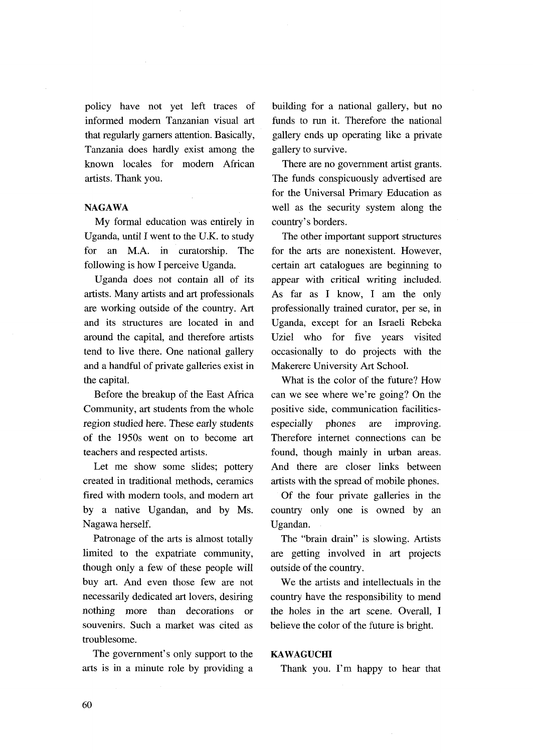policy have not yet left traces of informed modern Tanzanian visual art that regularly garners attention. Basically, Tanzania does hardly exist among the known locales for modern African artists. Thank you.

**NAGAWA**

My formal education was entirely in Uganda, until I went to the U.K. to study for an M.A. in curatorship. The following is how I perceive Uganda.

Uganda does not contain all of its artists. Many artists and art professionals are working outside of the country. Art and its structures are located in and around the capital, and therefore artists tend to live there. One national gallery and a handful of private galleries exist in the capital.

Before the breakup of the East Africa Community, art students from the whole region studied here. These early students of the 1950s went on to become art teachers and respected artists.

Let me show some slides; pottery created in traditional methods, ceramics fired with modern tools, and modern art by a native Ugandan, and by Ms. Nagawa herself.

Patronage of the arts is almost totally limited to the expatriate community, though only a few of these people will buy art. And even those few are not necessarily dedicated art lovers, desiring nothing more than decorations or souvenirs. Such a market was cited as troublesome.

The government's only support to the arts is in a minute role by providing a building for a national gallery, but no funds to run it. Therefore the national gallery ends up operating like a private gallery to survive.

There are no government artist grants. The funds conspicuously advertised are for the Universal Primary Education as well as the security system along the country's borders.

The other important support structures for the arts are nonexistent. However, certain art catalogues are beginning to appear with critical writing included. As far as I know, I am the only professionally trained curator, per se, in Uganda, except for an Israeli Rebeka Uziel who for five years visited occasionally to do projects with the Makerere University Art School.

What is the color of the future? How can we see where we're going? On the positive side, communication facilities- especially phones are improving. Therefore internet connections can be found, though mainly in urban areas. And there are closer links between artists with the spread of mobile phones.

Of the four private galleries in the country only one is owned by an Ugandan.

The "brain drain" is slowing. Artists are getting involved in art projects outside of the country.

We the artists and intellectuals in the country have the responsibility to mend the holes in the art scene. Overall, I believe the color of the future is bright.

**KAWAGUCHI**

Thank you. I'm happy to hear that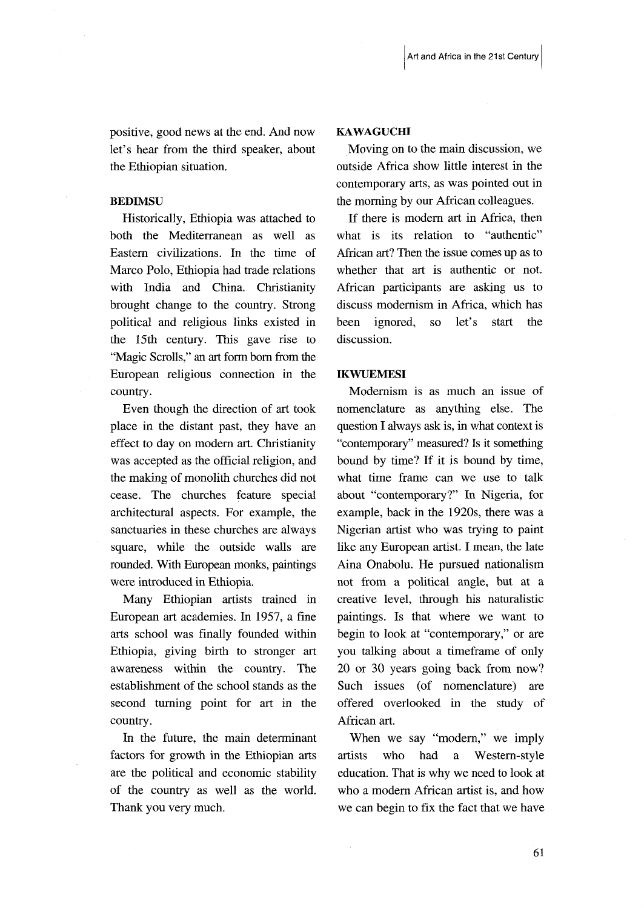positive, good news at the end. And now let's hear from the third speaker, about the Ethiopian situation.

**BEDIMSU**

Historically, Ethiopia was attached to both the Mediterranean as well as Eastern civilizations. In the time of Marco Polo, Ethiopia had trade relations with India and China. Christianity brought change to the country. Strong political and religious links existed in the 15th century. This gave rise to "Magic Scrolls," an art form born from the European religious connection in the country.

Even though the direction of art took place in the distant past, they have an effect to day on modern art. Christianity was accepted as the official religion, and the making of monolith churches did not cease. The churches feature special architectural aspects. For example, the sanctuaries in these churches are always square, while the outside walls are rounded. With European monks, paintings were introduced in Ethiopia.

Many Ethiopian artists trained in European art academies. In 1957, a fine arts school was finally founded within Ethiopia, giving birth to stronger art awareness within the country. The establishment of the school stands as the second turning point for art in the country.

In the future, the main determinant factors for growth in the Ethiopian arts are the political and economic stability of the country as well as the world. Thank you very much.

**KAWAGUCHI**

Moving on to the main discussion, we outside Africa show little interest in the contemporary arts, as was pointed out in the morning by our African colleagues.

If there is modern art in Africa, then what is its relation to "authentic" African art? Then the issue comes up as to whether that art is authentic or not. African participants are asking us to discuss modernism in Africa, which has been ignored, so let's start the discussion.

**IKWUEMESI**

Modernism is as much an issue of nomenclature as anything else. The question I always ask is, in what context is "contemporary" measured? Is it something bound by time? If it is bound by time, what time frame can we use to talk about "contemporary?" In Nigeria, for example, back in the 1920s, there was a Nigerian artist who was trying to paint like any European artist. I mean, the late Aina Onabolu. He pursued nationalism not from a political angle, but at a creative level, through his naturalistic paintings. Is that where we want to begin to look at "contemporary," or are you talking about a timeframe of only 20 or 30 years going back from now? Such issues (of nomenclature) are offered overlooked in the study of African art.

When we say "modern," we imply artists who had a Western-style education. That is why we need to look at who a modern African artist is, and how we can begin to fix the fact that we have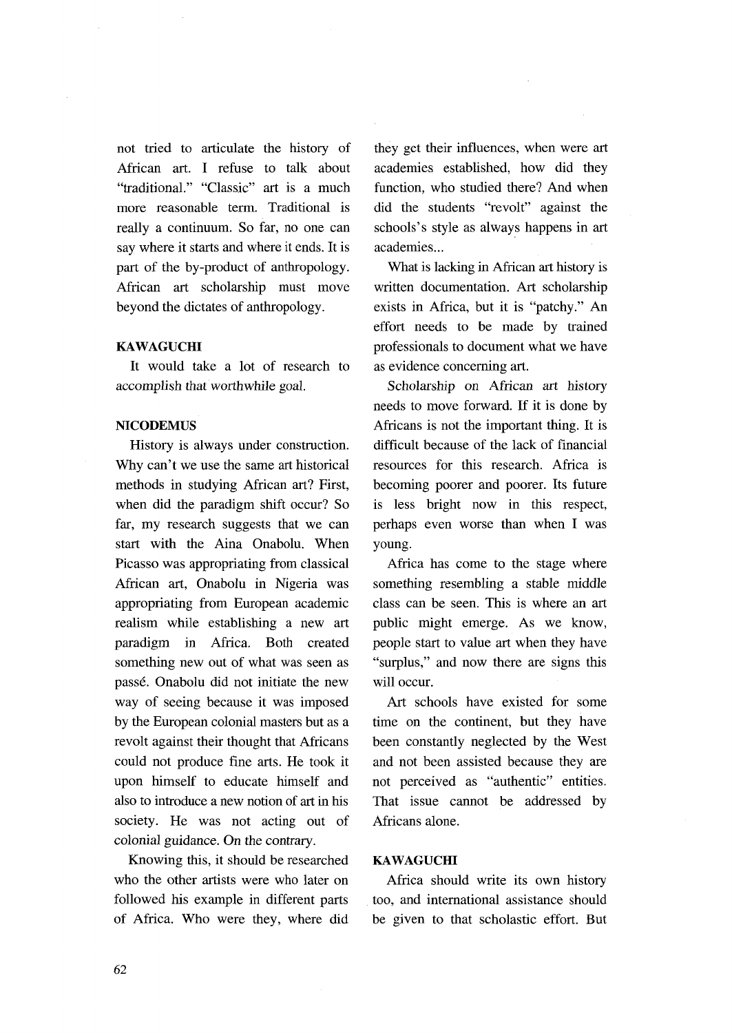not tried to articulate the history of African art. I refuse to talk about "traditional." "Classic" art is a much more reasonable term. Traditional is really a continuum. So far, no one can say where it starts and where it ends. It is part of the by-product of anthropology. African art scholarship must move beyond the dictates of anthropology.

**KAWAGUCHI**

*It would take a lot of research to accomplish that worthwhile goal.*

**NICODEMUS**

History is always under construction. Why can't we use the same art historical methods in studying African art? First, when did the paradigm shift occur? So far, my research suggests that we can start with the Aina Onabolu. When Picasso was appropriating from classical African art, Onabolu in Nigeria was appropriating from European academic realism while establishing a new art paradigm in Africa. Both created something new out of what was seen as passé. Onabolu did not initiate the new way of seeing because it was imposed by the European colonial masters but as a revolt against their thought that Africans could not produce fine arts. He took it upon himself to educate himself and also to introduce a new notion of art in his society. He was not acting out of colonial guidance. On the contrary.

Knowing this, it should be researched who the other artists were who later on followed his example in different parts of Africa. Who were they, where did they get their influences, when were art academies established, how did they function, who studied there? And when did the students "revolt" against the schools's style as always happens in art academies...

What is lacking in African art history is written documentation. Art scholarship exists in Africa, but it is "patchy." An effort needs to be made by trained professionals to document what we have as evidence concerning art.

Scholarship on African art history needs to move forward. If it is done by Africans is not the important thing. It is difficult because of the lack of financial resources for this research. Africa is becoming poorer and poorer. Its future is less bright now in this respect, perhaps even worse than when I was young.

Africa has come to the stage where something resembling a stable middle class can be seen. This is where an art public might emerge. As we know, people start to value art when they have "surplus," and now there are signs this will occur.

Art schools have existed for some time on the continent, but they have been constantly neglected by the West and not been assisted because they are not perceived as "authentic" entities. That issue cannot be addressed by Africans alone.

**KAWAGUCHI**

*Africa should write its own history too, and international assistance should be given to that scholastic effort. But*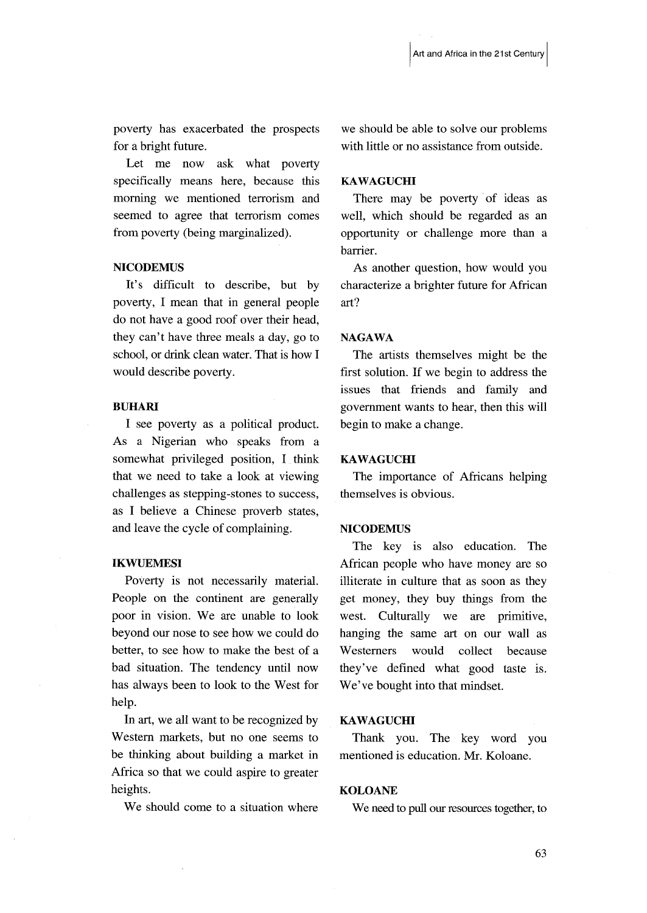poverty has exacerbated the prospects for a bright future.

Let me now ask what poverty specifically means here, because this morning we mentioned terrorism and seemed to agree that terrorism comes from poverty (being marginalized).

**NICODEMUS**

It's difficult to describe, but by poverty, I mean that in general people do not have a good roof over their head, they can't have three meals a day, go to school, or drink clean water. That is how I would describe poverty.

**BUHARI**

I see poverty as a political product. As a Nigerian who speaks from a somewhat privileged position, I think that we need to take a look at viewing challenges as stepping-stones to success, as I believe a Chinese proverb states, and leave the cycle of complaining.

**IKWUEMESI**

Poverty is not necessarily material. People on the continent are generally poor in vision. We are unable to look beyond our nose to see how we could do better, to see how to make the best of a bad situation. The tendency until now has always been to look to the West for help.

In art, we all want to be recognized by Western markets, but no one seems to be thinking about building a market in Africa so that we could aspire to greater heights.

We should come to a situation where we should be able to solve our problems with little or no assistance from outside.

**KAWAGUCHI**

There may be poverty of ideas as well, which should be regarded as an opportunity or challenge more than a barrier.

As another question, how would you characterize a brighter future for African art?

**NAGAWA**

The artists themselves might be the first solution. If we begin to address the issues that friends and family and government wants to hear, then this will begin to make a change.

**KAWAGUCHI**

The importance of Africans helping themselves is obvious.

**NICODEMUS**

The key is also education. The African people who have money are so illiterate in culture that as soon as they get money, they buy things from the west. Culturally we are primitive, hanging the same art on our wall as Westerners would collect because they've defined what good taste is. We've bought into that mindset.

**KAWAGUCHI**

Thank you. The key word you mentioned is education. Mr. Koloane.

**KOLOANE**

We need to pull our resources together, to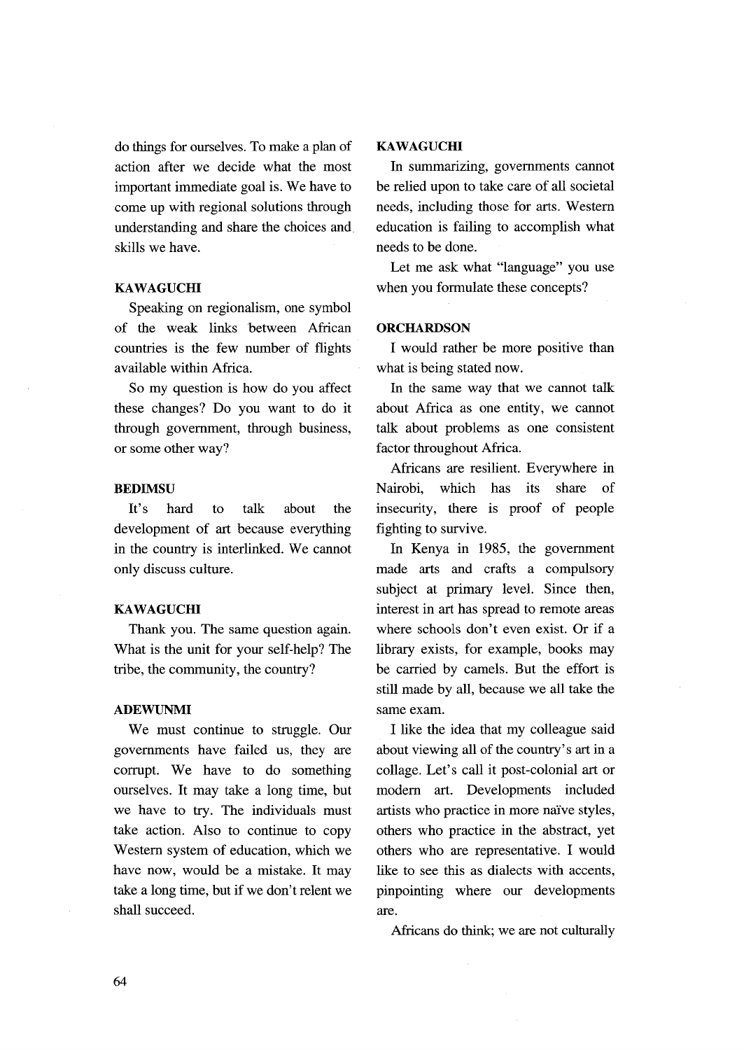do things for ourselves. To make a plan of action after we decide what the most important immediate goal is. We have to come up with regional solutions through understanding and share the choices and skills we have.

**KAWAGUCHI**

Speaking on regionalism, one symbol of the weak links between African countries is the few number of flights available within Africa.

So my question is how do you affect these changes? Do you want to do it through government, through business, or some other way?

**BEDIMSU**

It's hard to talk about the development of art because everything in the country is interlinked. We cannot only discuss culture.

**KAWAGUCHI**

Thank you. The same question again. What is the unit for your self-help? The tribe, the community, the country?

**ADEWUNMI**

We must continue to struggle. Our governments have failed us, they are corrupt. We have to do something ourselves. It may take a long time, but we have to try. The individuals must take action. Also to continue to copy Western system of education, which we have now, would be a mistake. It may take a long time, but if we don't relent we shall succeed.

**KAWAGUCHI**

In summarizing, governments cannot be relied upon to take care of all societal needs, including those for arts. Western education is failing to accomplish what needs to be done.

Let me ask what "language" you use when you formulate these concepts?

**ORCHARDSON**

I would rather be more positive than what is being stated now.

In the same way that we cannot talk about Africa as one entity, we cannot talk about problems as one consistent factor throughout Africa.

Africans are resilient. Everywhere in Nairobi, which has its share of insecurity, there is proof of people fighting to survive.

In Kenya in 1985, the government made arts and crafts a compulsory subject at primary level. Since then, interest in art has spread to remote areas where schools don't even exist. Or if a library exists, for example, books may be carried by camels. But the effort is still made by all, because we all take the same exam.

I like the idea that my colleague said about viewing all of the country's art in a collage. Let's call it post-colonial art or modern art. Developments included artists who practice in more naïve styles, others who practice in the abstract, yet others who are representative. I would like to see this as dialects with accents, pinpointing where our developments are.

Africans do think; we are not culturally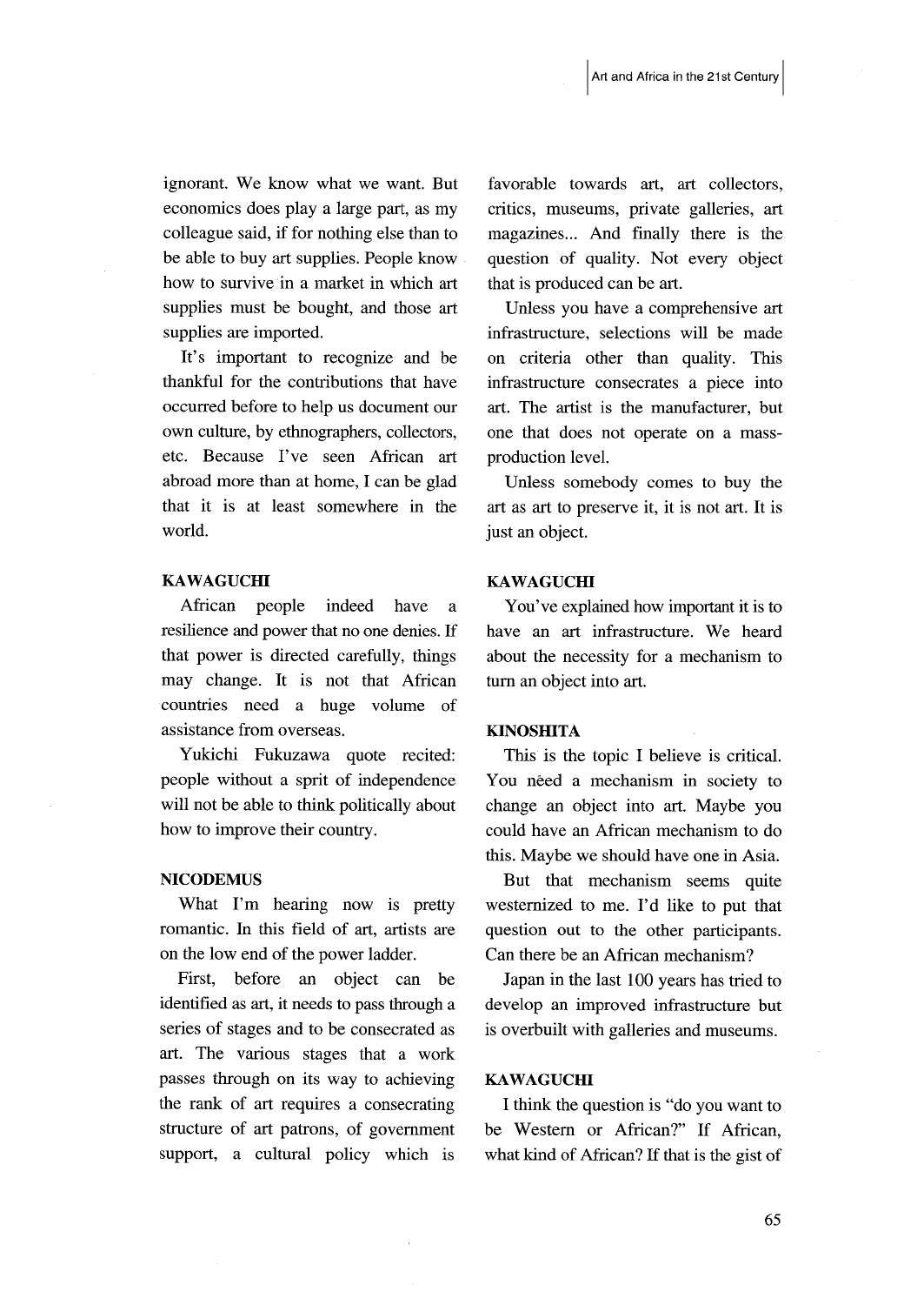ignorant. We know what we want. But economics does play a large part, as my colleague said, if for nothing else than to be able to buy art supplies. People know how to survive in a market in which art supplies must be bought, and those art supplies are imported.

It's important to recognize and be thankful for the contributions that have occurred before to help us document our own culture, by ethnographers, collectors, etc. Because I've seen African art abroad more than at home, I can be glad that it is at least somewhere in the world.

**KAWAGUCHI**

African people indeed have a resilience and power that no one denies. If that power is directed carefully, things may change. It is not that African countries need a huge volume of assistance from overseas.

Yukichi Fukuzawa quote recited: people without a sprit of independence will not be able to think politically about how to improve their country.

**NICODEMUS**

What I'm hearing now is pretty romantic. In this field of art, artists are on the low end of the power ladder.

First, before an object can be identified as art, it needs to pass through a series of stages and to be consecrated as art. The various stages that a work passes through on its way to achieving the rank of art requires a consecrating structure of art patrons, of government support, a cultural policy which is favorable towards art, art collectors, critics, museums, private galleries, art magazines... And finally there is the question of quality. Not every object that is produced can be art.

Unless you have a comprehensive art infrastructure, selections will be made on criteria other than quality. This infrastructure consecrates a piece into art. The artist is the manufacturer, but one that does not operate on a mass-production level.

Unless somebody comes to buy the art as art to preserve it, it is not art. It is just an object.

**KAWAGUCHI**

You've explained how important it is to have an art infrastructure. We heard about the necessity for a mechanism to turn an object into art.

**KINOSHITA**

This is the topic I believe is critical. You need a mechanism in society to change an object into art. Maybe you could have an African mechanism to do this. Maybe we should have one in Asia.

But that mechanism seems quite westernized to me. I'd like to put that question out to the other participants. Can there be an African mechanism?

Japan in the last 100 years has tried to develop an improved infrastructure but is overbuilt with galleries and museums.

**KAWAGUCHI**

I think the question is "do you want to be Western or African?" If African, what kind of African? If that is the gist of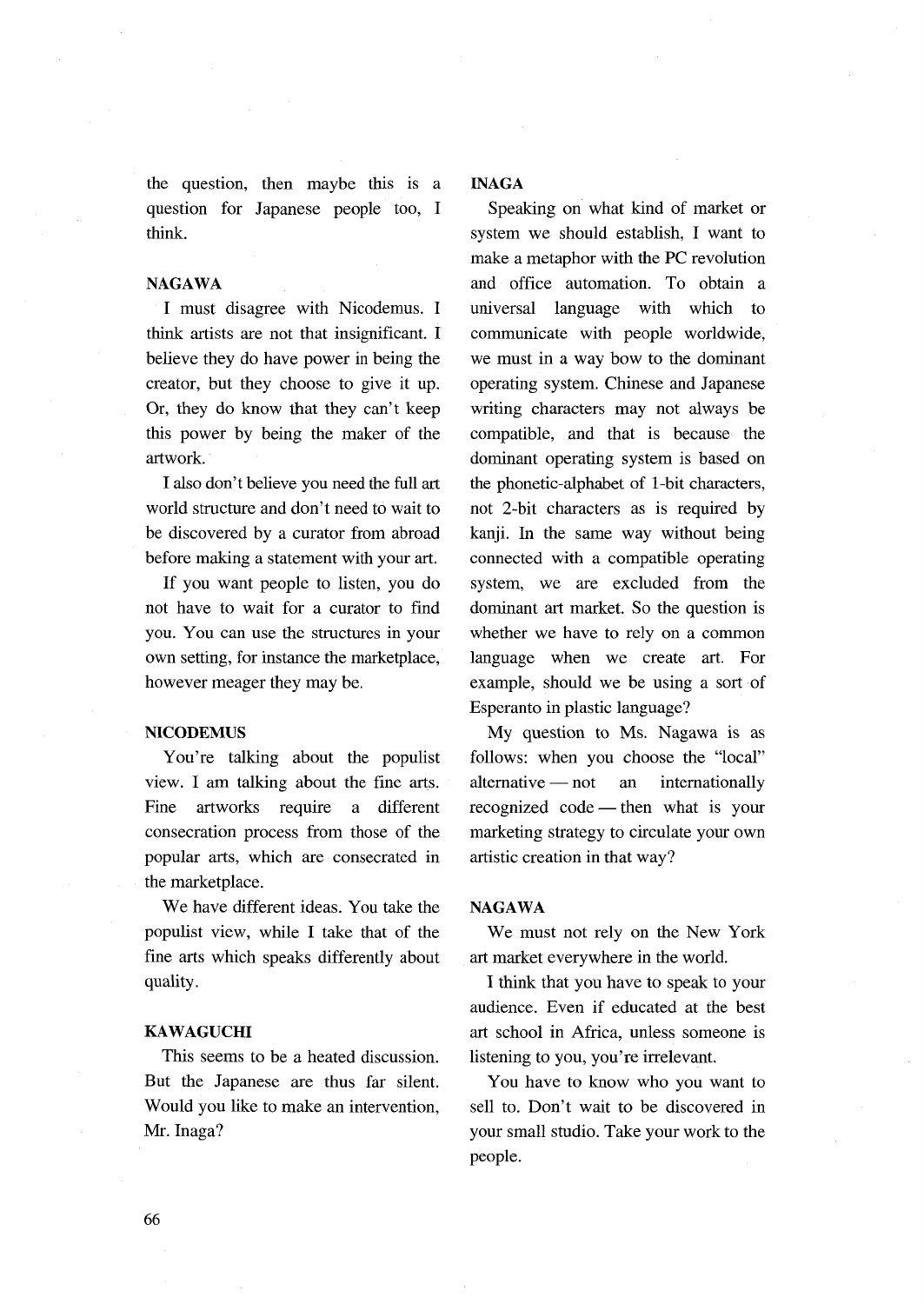the question, then maybe this is a question for Japanese people too, I think.

**NAGAWA**

I must disagree with Nicodemus. I think artists are not that insignificant. I believe they do have power in being the creator, but they choose to give it up. Or, they do know that they can't keep this power by being the maker of the artwork.

I also don't believe you need the full art world structure and don't need to wait to be discovered by a curator from abroad before making a statement with your art.

If you want people to listen, you do not have to wait for a curator to find you. You can use the structures in your own setting, for instance the marketplace, however meager they may be.

**NICODEMUS**

You're talking about the populist view. I am talking about the fine arts. Fine artworks require a different consecration process from those of the popular arts, which are consecrated in the marketplace.

We have different ideas. You take the populist view, while I take that of the fine arts which speaks differently about quality.

**KAWAGUCHI**

This seems to be a heated discussion. But the Japanese are thus far silent. Would you like to make an intervention, Mr. Inaga?

**INAGA**

Speaking on what kind of market or system we should establish, I want to make a metaphor with the PC revolution and office automation. To obtain a universal language with which to communicate with people worldwide, we must in a way bow to the dominant operating system. Chinese and Japanese writing characters may not always be compatible, and that is because the dominant operating system is based on the phonetic-alphabet of 1-bit characters, not 2-bit characters as is required by kanji. In the same way without being connected with a compatible operating system, we are excluded from the dominant art market. So the question is whether we have to rely on a common language when we create art. For example, should we be using a sort of Esperanto in plastic language?

My question to Ms. Nagawa is as follows: when you choose the "local" alternative — not an internationally recognized code — then what is your marketing strategy to circulate your own artistic creation in that way?

**NAGAWA**

We must not rely on the New York art market everywhere in the world.

I think that you have to speak to your audience. Even if educated at the best art school in Africa, unless someone is listening to you, you're irrelevant.

You have to know who you want to sell to. Don't wait to be discovered in your small studio. Take your work to the people.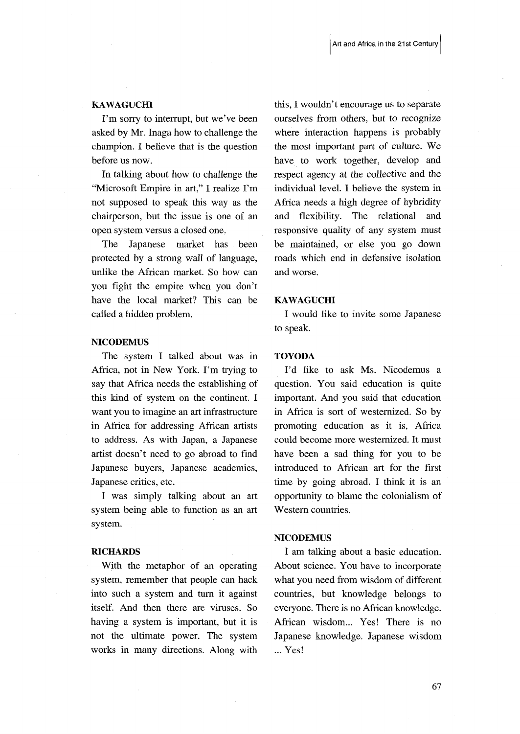**KAWAGUCHI**

I'm sorry to interrupt, but we've been asked by Mr. Inaga how to challenge the champion. I believe that is the question before us now.

In talking about how to challenge the "Microsoft Empire in art," I realize I'm not supposed to speak this way as the chairperson, but the issue is one of an open system versus a closed one.

The Japanese market has been protected by a strong wall of language, unlike the African market. So how can you fight the empire when you don't have the local market? This can be called a hidden problem.

**NICODEMUS**

The system I talked about was in Africa, not in New York. I'm trying to say that Africa needs the establishing of this kind of system on the continent. I want you to imagine an art infrastructure in Africa for addressing African artists to address. As with Japan, a Japanese artist doesn't need to go abroad to find Japanese buyers, Japanese academies, Japanese critics, etc.

I was simply talking about an art system being able to function as an art system.

**RICHARDS**

With the metaphor of an operating system, remember that people can hack into such a system and turn it against itself. And then there are viruses. So having a system is important, but it is not the ultimate power. The system works in many directions. Along with this, I wouldn't encourage us to separate ourselves from others, but to recognize where interaction happens is probably the most important part of culture. We have to work together, develop and respect agency at the collective and the individual level. I believe the system in Africa needs a high degree of hybridity and flexibility. The relational and responsive quality of any system must be maintained, or else you go down roads which end in defensive isolation and worse.

**KAWAGUCHI**

I would like to invite some Japanese to speak.

**TOYODA**

I'd like to ask Ms. Nicodemus a question. You said education is quite important. And you said that education in Africa is sort of westernized. So by promoting education as it is, Africa could become more westernized. It must have been a sad thing for you to be introduced to African art for the first time by going abroad. I think it is an opportunity to blame the colonialism of Western countries.

**NICODEMUS**

I am talking about a basic education. About science. You have to incorporate what you need from wisdom of different countries, but knowledge belongs to everyone. There is no African knowledge. African wisdom... Yes! There is no Japanese knowledge. Japanese wisdom ... Yes!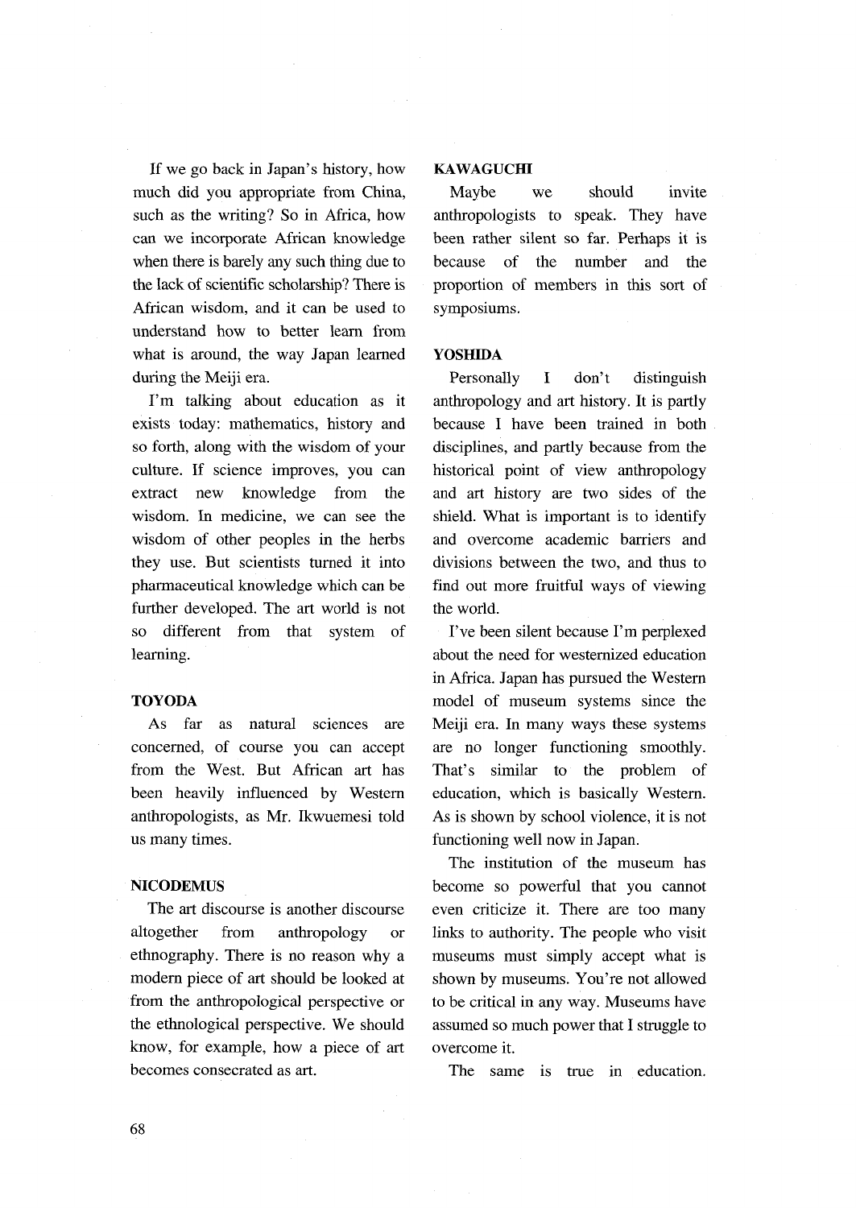If we go back in Japan's history, how much did you appropriate from China, such as the writing? So in Africa, how can we incorporate African knowledge when there is barely any such thing due to the lack of scientific scholarship? There is African wisdom, and it can be used to understand how to better learn from what is around, the way Japan learned during the Meiji era.

I'm talking about education as it exists today: mathematics, history and so forth, along with the wisdom of your culture. If science improves, you can extract new knowledge from the wisdom. In medicine, we can see the wisdom of other peoples in the herbs they use. But scientists turned it into pharmaceutical knowledge which can be further developed. The art world is not so different from that system of learning.

**TOYODA**

As far as natural sciences are concerned, of course you can accept from the West. But African art has been heavily influenced by Western anthropologists, as Mr. Ikwuemesi told us many times.

**NICODEMUS**

The art discourse is another discourse altogether from anthropology or ethnography. There is no reason why a modern piece of art should be looked at from the anthropological perspective or the ethnological perspective. We should know, for example, how a piece of art becomes consecrated as art.

**KAWAGUCHI**

Maybe we should invite anthropologists to speak. They have been rather silent so far. Perhaps it is because of the number and the proportion of members in this sort of symposiums.

**YOSHIDA**

Personally I don't distinguish anthropology and art history. It is partly because I have been trained in both disciplines, and partly because from the historical point of view anthropology and art history are two sides of the shield. What is important is to identify and overcome academic barriers and divisions between the two, and thus to find out more fruitful ways of viewing the world.

I've been silent because I'm perplexed about the need for westernized education in Africa. Japan has pursued the Western model of museum systems since the Meiji era. In many ways these systems are no longer functioning smoothly. That's similar to the problem of education, which is basically Western. As is shown by school violence, it is not functioning well now in Japan.

The institution of the museum has become so powerful that you cannot even criticize it. There are too many links to authority. The people who visit museums must simply accept what is shown by museums. You're not allowed to be critical in any way. Museums have assumed so much power that I struggle to overcome it.

The same is true in education.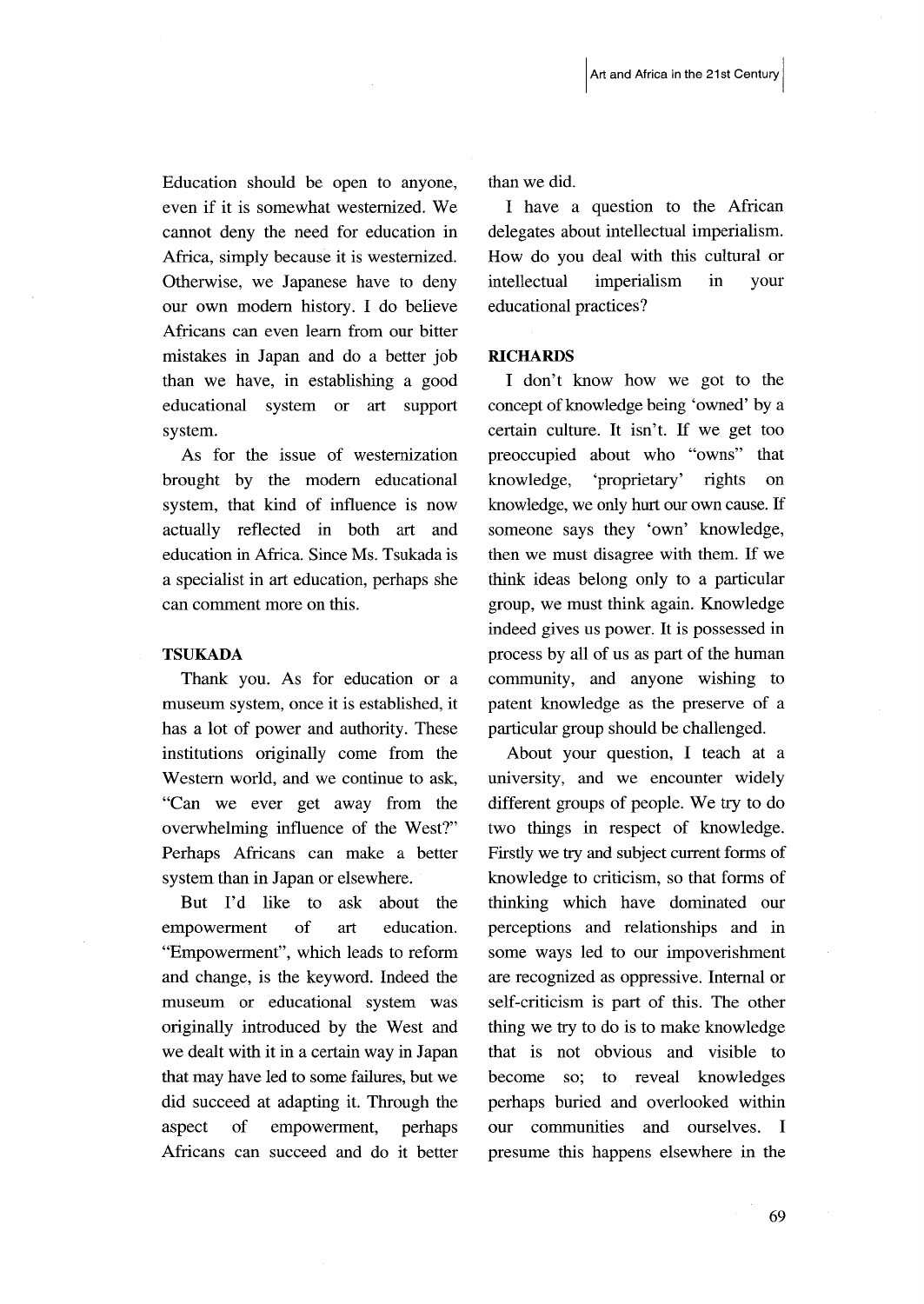Education should be open to anyone, even if it is somewhat westernized. We cannot deny the need for education in Africa, simply because it is westernized. Otherwise, we Japanese have to deny our own modern history. I do believe Africans can even learn from our bitter mistakes in Japan and do a better job than we have, in establishing a good educational system or art support system.

As for the issue of westernization brought by the modern educational system, that kind of influence is now actually reflected in both art and education in Africa. Since Ms. Tsukada is a specialist in art education, perhaps she can comment more on this.

**TSUKADA**

Thank you. As for education or a museum system, once it is established, it has a lot of power and authority. These institutions originally come from the Western world, and we continue to ask, "Can we ever get away from the overwhelming influence of the West?" Perhaps Africans can make a better system than in Japan or elsewhere.

But I'd like to ask about the empowerment of art education. "Empowerment", which leads to reform and change, is the keyword. Indeed the museum or educational system was originally introduced by the West and we dealt with it in a certain way in Japan that may have led to some failures, but we did succeed at adapting it. Through the aspect of empowerment, perhaps Africans can succeed and do it better than we did.

I have a question to the African delegates about intellectual imperialism. How do you deal with this cultural or intellectual imperialism in your educational practices?

**RICHARDS**

I don't know how we got to the concept of knowledge being 'owned' by a certain culture. It isn't. If we get too preoccupied about who "owns" that knowledge, 'proprietary' rights on knowledge, we only hurt our own cause. If someone says they 'own' knowledge, then we must disagree with them. If we think ideas belong only to a particular group, we must think again. Knowledge indeed gives us power. It is possessed in process by all of us as part of the human community, and anyone wishing to patent knowledge as the preserve of a particular group should be challenged.

About your question, I teach at a university, and we encounter widely different groups of people. We try to do two things in respect of knowledge. Firstly we try and subject current forms of knowledge to criticism, so that forms of thinking which have dominated our perceptions and relationships and in some ways led to our impoverishment are recognized as oppressive. Internal or self-criticism is part of this. The other thing we try to do is to make knowledge that is not obvious and visible to become so; to reveal knowledges perhaps buried and overlooked within our communities and ourselves. I presume this happens elsewhere in the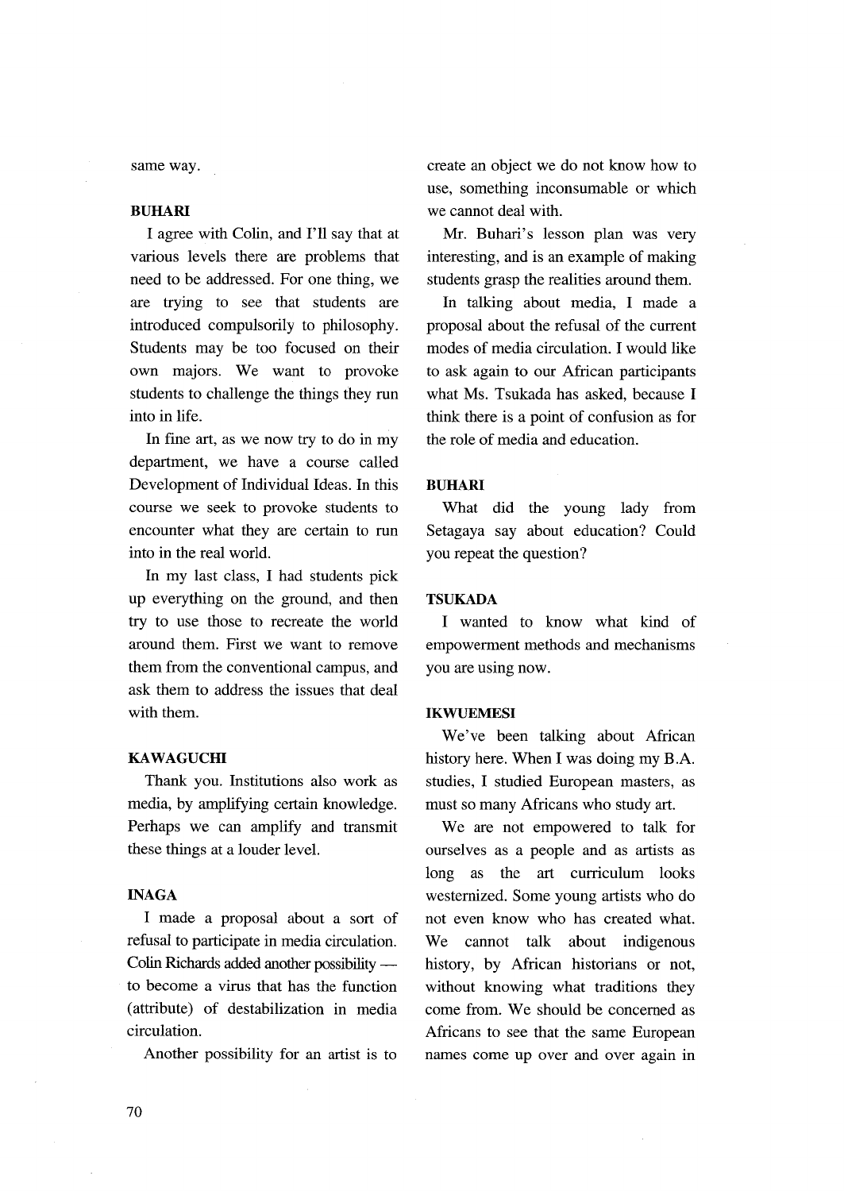same way.

**BUHARI**

I agree with Colin, and I'll say that at various levels there are problems that need to be addressed. For one thing, we are trying to see that students are introduced compulsorily to philosophy. Students may be too focused on their own majors. We want to provoke students to challenge the things they run into in life.

In fine art, as we now try to do in my department, we have a course called Development of Individual Ideas. In this course we seek to provoke students to encounter what they are certain to run into in the real world.

In my last class, I had students pick up everything on the ground, and then try to use those to recreate the world around them. First we want to remove them from the conventional campus, and ask them to address the issues that deal with them.

**KAWAGUCHI**

Thank you. Institutions also work as media, by amplifying certain knowledge. Perhaps we can amplify and transmit these things at a louder level.

**INAGA**

I made a proposal about a sort of refusal to participate in media circulation. Colin Richards added another possibility — to become a virus that has the function (attribute) of destabilization in media circulation.

Another possibility for an artist is to create an object we do not know how to use, something inconsumable or which we cannot deal with.

Mr. Buhari's lesson plan was very interesting, and is an example of making students grasp the realities around them.

In talking about media, I made a proposal about the refusal of the current modes of media circulation. I would like to ask again to our African participants what Ms. Tsukada has asked, because I think there is a point of confusion as for the role of media and education.

**BUHARI**

What did the young lady from Setagaya say about education? Could you repeat the question?

**TSUKADA**

I wanted to know what kind of empowerment methods and mechanisms you are using now.

**IKWUEMESI**

We've been talking about African history here. When I was doing my B.A. studies, I studied European masters, as must so many Africans who study art.

We are not empowered to talk for ourselves as a people and as artists as long as the art curriculum looks westernized. Some young artists who do not even know who has created what. We cannot talk about indigenous history, by African historians or not, without knowing what traditions they come from. We should be concerned as Africans to see that the same European names come up over and over again in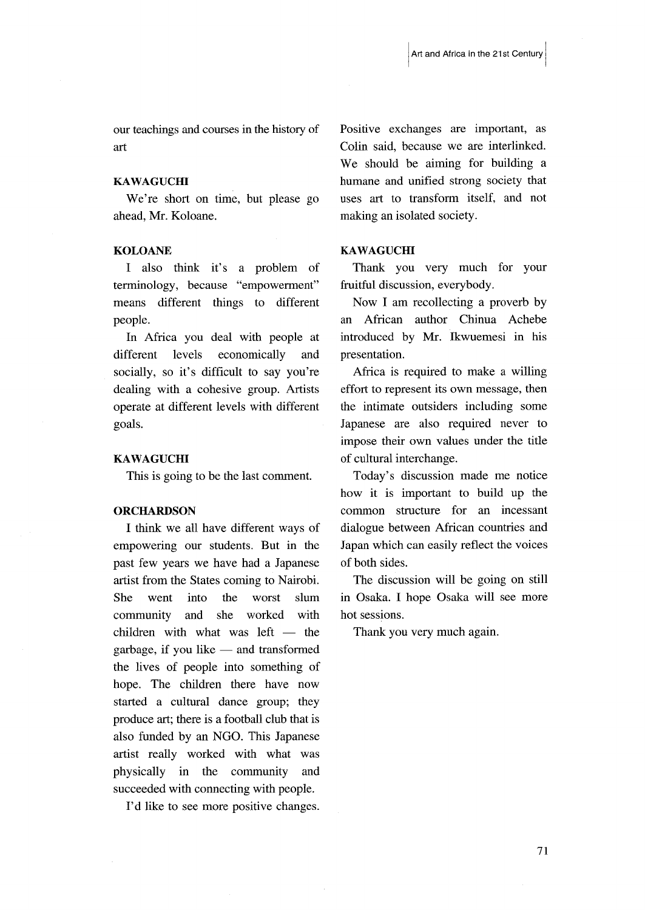our teachings and courses in the history of art

**KAWAGUCHI**

We're short on time, but please go ahead, Mr. Koloane.

**KOLOANE**

I also think it's a problem of terminology, because "empowerment" means different things to different people.

In Africa you deal with people at different levels economically and socially, so it's difficult to say you're dealing with a cohesive group. Artists operate at different levels with different goals.

**KAWAGUCHI**

This is going to be the last comment.

**ORCHARDSON**

I think we all have different ways of empowering our students. But in the past few years we have had a Japanese artist from the States coming to Nairobi. She went into the worst slum community and she worked with children with what was left — the garbage, if you like — and transformed the lives of people into something of hope. The children there have now started a cultural dance group; they produce art; there is a football club that is also funded by an NGO. This Japanese artist really worked with what was physically in the community and succeeded with connecting with people.

I'd like to see more positive changes. Positive exchanges are important, as Colin said, because we are interlinked. We should be aiming for building a humane and unified strong society that uses art to transform itself, and not making an isolated society.

**KAWAGUCHI**

Thank you very much for your fruitful discussion, everybody.

Now I am recollecting a proverb by an African author Chinua Achebe introduced by Mr. Ikwuemesi in his presentation.

Africa is required to make a willing effort to represent its own message, then the intimate outsiders including some Japanese are also required never to impose their own values under the title of cultural interchange.

Today's discussion made me notice how it is important to build up the common structure for an incessant dialogue between African countries and Japan which can easily reflect the voices of both sides.

The discussion will be going on still in Osaka. I hope Osaka will see more hot sessions.

Thank you very much again.